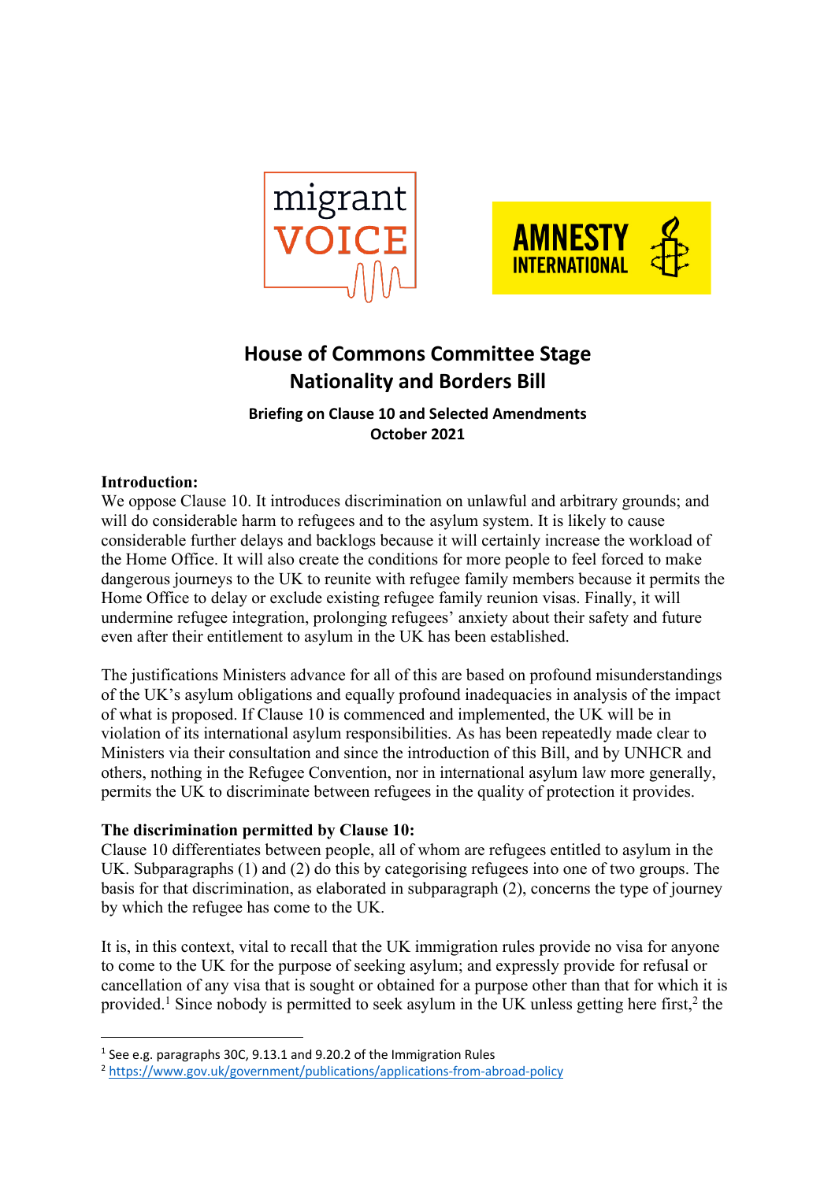# House of Commons Committee Stage
# Nationality and Borders Bill

**Briefing on Clause 10 and Selected Amendments**
**October 2021**

**Introduction:**
We oppose Clause 10. It introduces discrimination on unlawful and arbitrary grounds; and will do considerable harm to refugees and to the asylum system. It is likely to cause considerable further delays and backlogs because it will certainly increase the workload of the Home Office. It will also create the conditions for more people to feel forced to make dangerous journeys to the UK to reunite with refugee family members because it permits the Home Office to delay or exclude existing refugee family reunion visas. Finally, it will undermine refugee integration, prolonging refugees' anxiety about their safety and future even after their entitlement to asylum in the UK has been established.

The justifications Ministers advance for all of this are based on profound misunderstandings of the UK's asylum obligations and equally profound inadequacies in analysis of the impact of what is proposed. If Clause 10 is commenced and implemented, the UK will be in violation of its international asylum responsibilities. As has been repeatedly made clear to Ministers via their consultation and since the introduction of this Bill, and by UNHCR and others, nothing in the Refugee Convention, nor in international asylum law more generally, permits the UK to discriminate between refugees in the quality of protection it provides.

**The discrimination permitted by Clause 10:**
Clause 10 differentiates between people, all of whom are refugees entitled to asylum in the UK. Subparagraphs (1) and (2) do this by categorising refugees into one of two groups. The basis for that discrimination, as elaborated in subparagraph (2), concerns the type of journey by which the refugee has come to the UK.

It is, in this context, vital to recall that the UK immigration rules provide no visa for anyone to come to the UK for the purpose of seeking asylum; and expressly provide for refusal or cancellation of any visa that is sought or obtained for a purpose other than that for which it is provided.[1] Since nobody is permitted to seek asylum in the UK unless getting here first,[2] the

---

[1] See e.g. paragraphs 30C, 9.13.1 and 9.20.2 of the Immigration Rules

[2] https://www.gov.uk/government/publications/applications-from-abroad-policy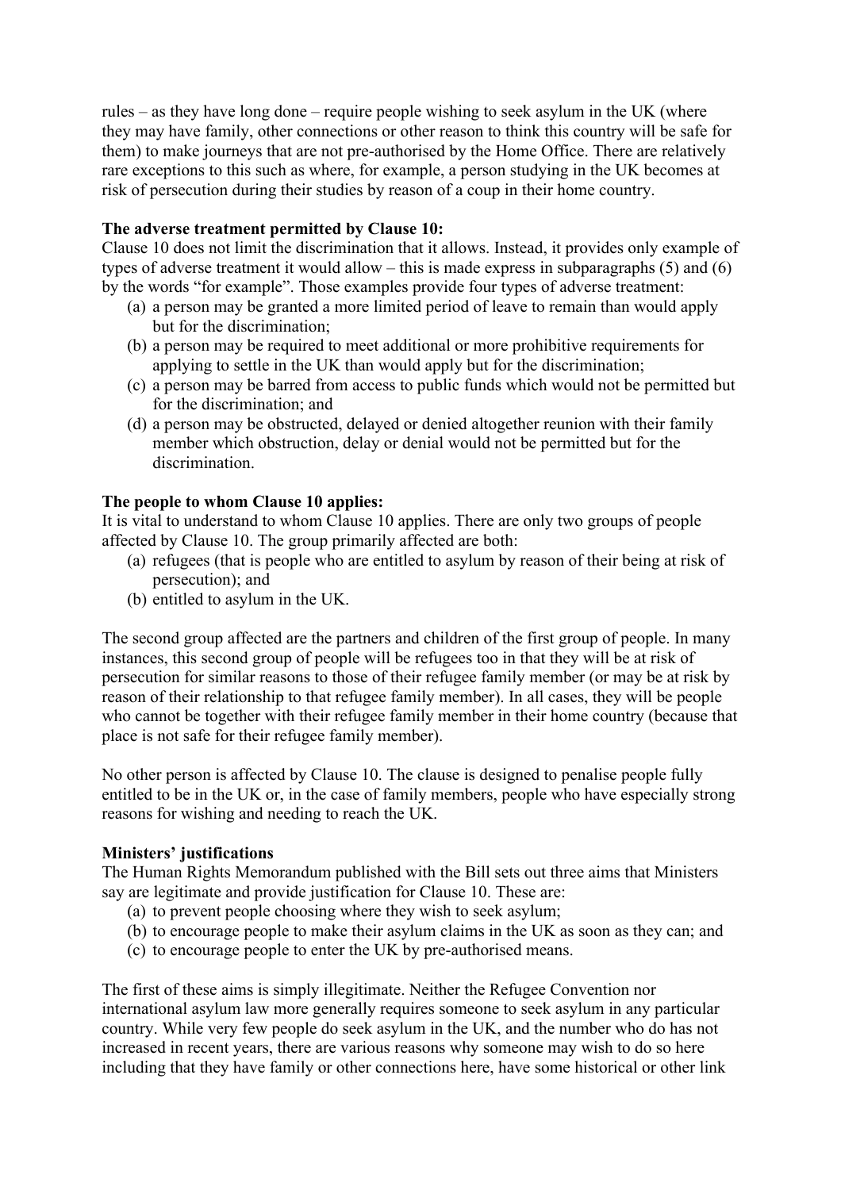rules – as they have long done – require people wishing to seek asylum in the UK (where they may have family, other connections or other reason to think this country will be safe for them) to make journeys that are not pre-authorised by the Home Office. There are relatively rare exceptions to this such as where, for example, a person studying in the UK becomes at risk of persecution during their studies by reason of a coup in their home country.

**The adverse treatment permitted by Clause 10:**

Clause 10 does not limit the discrimination that it allows. Instead, it provides only example of types of adverse treatment it would allow – this is made express in subparagraphs (5) and (6) by the words "for example". Those examples provide four types of adverse treatment:

(a) a person may be granted a more limited period of leave to remain than would apply but for the discrimination;
(b) a person may be required to meet additional or more prohibitive requirements for applying to settle in the UK than would apply but for the discrimination;
(c) a person may be barred from access to public funds which would not be permitted but for the discrimination; and
(d) a person may be obstructed, delayed or denied altogether reunion with their family member which obstruction, delay or denial would not be permitted but for the discrimination.

**The people to whom Clause 10 applies:**

It is vital to understand to whom Clause 10 applies. There are only two groups of people affected by Clause 10. The group primarily affected are both:

(a) refugees (that is people who are entitled to asylum by reason of their being at risk of persecution); and
(b) entitled to asylum in the UK.

The second group affected are the partners and children of the first group of people. In many instances, this second group of people will be refugees too in that they will be at risk of persecution for similar reasons to those of their refugee family member (or may be at risk by reason of their relationship to that refugee family member). In all cases, they will be people who cannot be together with their refugee family member in their home country (because that place is not safe for their refugee family member).

No other person is affected by Clause 10. The clause is designed to penalise people fully entitled to be in the UK or, in the case of family members, people who have especially strong reasons for wishing and needing to reach the UK.

**Ministers' justifications**

The Human Rights Memorandum published with the Bill sets out three aims that Ministers say are legitimate and provide justification for Clause 10. These are:

(a) to prevent people choosing where they wish to seek asylum;
(b) to encourage people to make their asylum claims in the UK as soon as they can; and
(c) to encourage people to enter the UK by pre-authorised means.

The first of these aims is simply illegitimate. Neither the Refugee Convention nor international asylum law more generally requires someone to seek asylum in any particular country. While very few people do seek asylum in the UK, and the number who do so has not increased in recent years, there are various reasons why someone may wish to do so here including that they have family or other connections here, have some historical or other link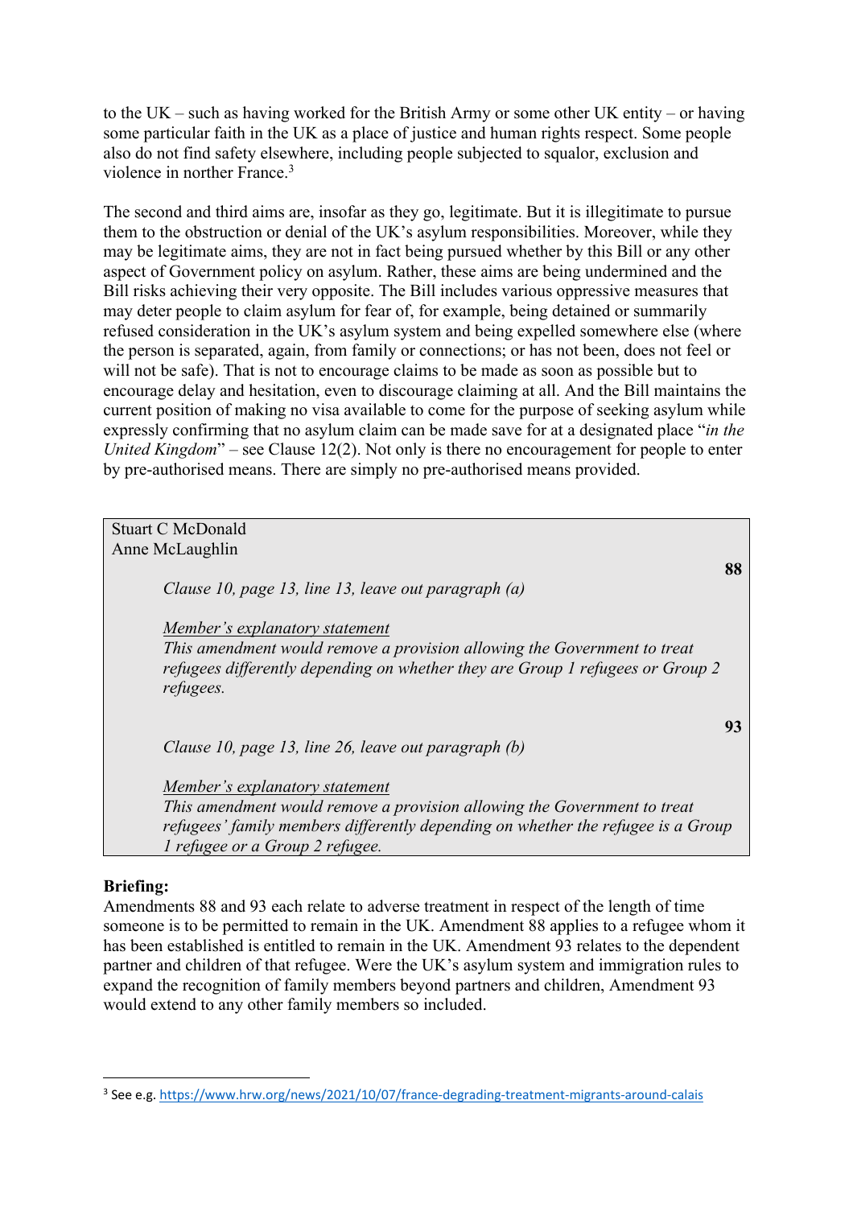to the UK – such as having worked for the British Army or some other UK entity – or having some particular faith in the UK as a place of justice and human rights respect. Some people also do not find safety elsewhere, including people subjected to squalor, exclusion and violence in norther France.[3]

The second and third aims are, insofar as they go, legitimate. But it is illegitimate to pursue them to the obstruction or denial of the UK's asylum responsibilities. Moreover, while they may be legitimate aims, they are not in fact being pursued whether by this Bill or any other aspect of Government policy on asylum. Rather, these aims are being undermined and the Bill risks achieving their very opposite. The Bill includes various oppressive measures that may deter people to claim asylum for fear of, for example, being detained or summarily refused consideration in the UK's asylum system and being expelled somewhere else (where the person is separated, again, from family or connections; or has not been, does not feel or will not be safe). That is not to encourage claims to be made as soon as possible but to encourage delay and hesitation, even to discourage claiming at all. And the Bill maintains the current position of making no visa available to come for the purpose of seeking asylum while expressly confirming that no asylum claim can be made save for at a designated place "*in the United Kingdom*" – see Clause 12(2). Not only is there no encouragement for people to enter by pre-authorised means. There are simply no pre-authorised means provided.

Stuart C McDonald
Anne McLaughlin

**88**

*Clause 10, page 13, line 13, leave out paragraph (a)*

*Member's explanatory statement*
*This amendment would remove a provision allowing the Government to treat refugees differently depending on whether they are Group 1 refugees or Group 2 refugees.*

**93**

*Clause 10, page 13, line 26, leave out paragraph (b)*

*Member's explanatory statement*
*This amendment would remove a provision allowing the Government to treat refugees' family members differently depending on whether the refugee is a Group 1 refugee or a Group 2 refugee.*

**Briefing:**
Amendments 88 and 93 each relate to adverse treatment in respect of the length of time someone is to be permitted to remain in the UK. Amendment 88 applies to a refugee whom it has been established is entitled to remain in the UK. Amendment 93 relates to the dependent partner and children of that refugee. Were the UK's asylum system and immigration rules to expand the recognition of family members beyond partners and children, Amendment 93 would extend to any other family members so included.

[3] See e.g. https://www.hrw.org/news/2021/10/07/france-degrading-treatment-migrants-around-calais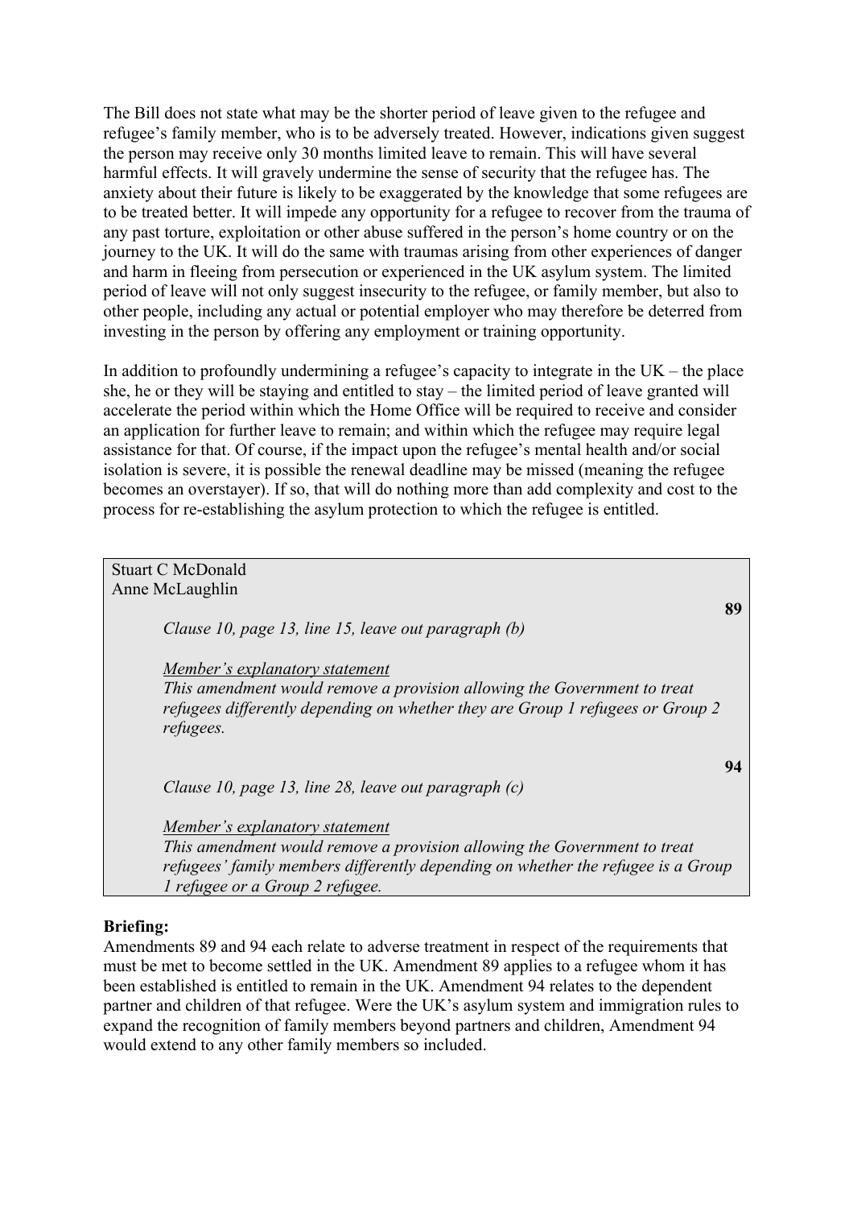The Bill does not state what may be the shorter period of leave given to the refugee and refugee's family member, who is to be adversely treated. However, indications given suggest the person may receive only 30 months limited leave to remain. This will have several harmful effects. It will gravely undermine the sense of security that the refugee has. The anxiety about their future is likely to be exaggerated by the knowledge that some refugees are to be treated better. It will impede any opportunity for a refugee to recover from the trauma of any past torture, exploitation or other abuse suffered in the person's home country or on the journey to the UK. It will do the same with traumas arising from other experiences of danger and harm in fleeing from persecution or experienced in the UK asylum system. The limited period of leave will not only suggest insecurity to the refugee, or family member, but also to other people, including any actual or potential employer who may therefore be deterred from investing in the person by offering any employment or training opportunity.

In addition to profoundly undermining a refugee's capacity to integrate in the UK – the place she, he or they will be staying and entitled to stay – the limited period of leave granted will accelerate the period within which the Home Office will be required to receive and consider an application for further leave to remain; and within which the refugee may require legal assistance for that. Of course, if the impact upon the refugee's mental health and/or social isolation is severe, it is possible the renewal deadline may be missed (meaning the refugee becomes an overstayer). If so, that will do nothing more than add complexity and cost to the process for re-establishing the asylum protection to which the refugee is entitled.

Stuart C McDonald
Anne McLaughlin

**89**

*Clause 10, page 13, line 15, leave out paragraph (b)*

*Member's explanatory statement*
*This amendment would remove a provision allowing the Government to treat refugees differently depending on whether they are Group 1 refugees or Group 2 refugees.*

**94**

*Clause 10, page 13, line 28, leave out paragraph (c)*

*Member's explanatory statement*
*This amendment would remove a provision allowing the Government to treat refugees' family members differently depending on whether the refugee is a Group 1 refugee or a Group 2 refugee.*

**Briefing:**
Amendments 89 and 94 each relate to adverse treatment in respect of the requirements that must be met to become settled in the UK. Amendment 89 applies to a refugee whom it has been established is entitled to remain in the UK. Amendment 94 relates to the dependent partner and children of that refugee. Were the UK's asylum system and immigration rules to expand the recognition of family members beyond partners and children, Amendment 94 would extend to any other family members so included.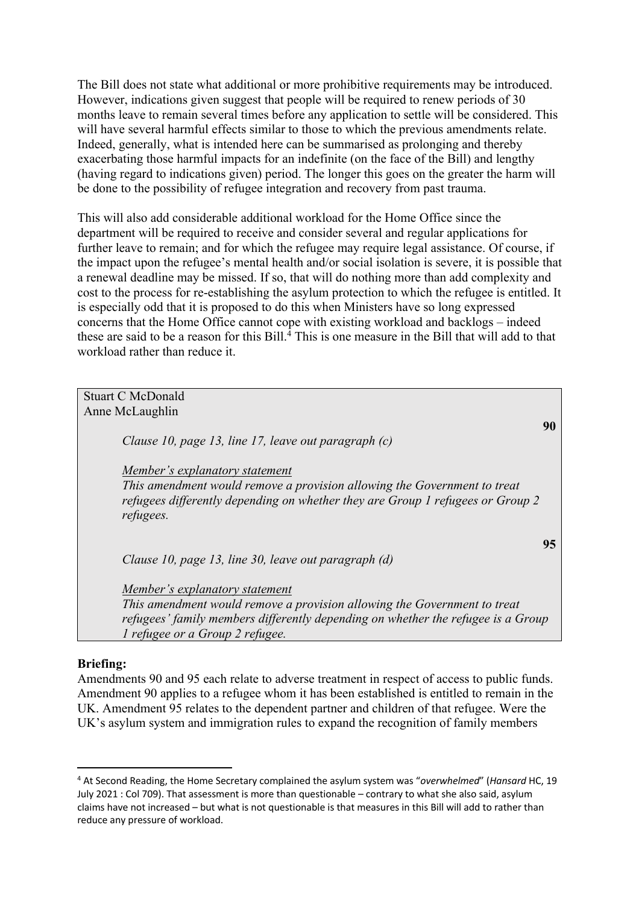The Bill does not state what additional or more prohibitive requirements may be introduced. However, indications given suggest that people will be required to renew periods of 30 months leave to remain several times before any application to settle will be considered. This will have several harmful effects similar to those to which the previous amendments relate. Indeed, generally, what is intended here can be summarised as prolonging and thereby exacerbating those harmful impacts for an indefinite (on the face of the Bill) and lengthy (having regard to indications given) period. The longer this goes on the greater the harm will be done to the possibility of refugee integration and recovery from past trauma.

This will also add considerable additional workload for the Home Office since the department will be required to receive and consider several and regular applications for further leave to remain; and for which the refugee may require legal assistance. Of course, if the impact upon the refugee's mental health and/or social isolation is severe, it is possible that a renewal deadline may be missed. If so, that will do nothing more than add complexity and cost to the process for re-establishing the asylum protection to which the refugee is entitled. It is especially odd that it is proposed to do this when Ministers have so long expressed concerns that the Home Office cannot cope with existing workload and backlogs – indeed these are said to be a reason for this Bill.[4] This is one measure in the Bill that will add to that workload rather than reduce it.

Stuart C McDonald
Anne McLaughlin

**90**

*Clause 10, page 13, line 17, leave out paragraph (c)*

*Member's explanatory statement*
*This amendment would remove a provision allowing the Government to treat refugees differently depending on whether they are Group 1 refugees or Group 2 refugees.*

**95**

*Clause 10, page 13, line 30, leave out paragraph (d)*

*Member's explanatory statement*
*This amendment would remove a provision allowing the Government to treat refugees' family members differently depending on whether the refugee is a Group 1 refugee or a Group 2 refugee.*

**Briefing:**
Amendments 90 and 95 each relate to adverse treatment in respect of access to public funds. Amendment 90 applies to a refugee whom it has been established is entitled to remain in the UK. Amendment 95 relates to the dependent partner and children of that refugee. Were the UK's asylum system and immigration rules to expand the recognition of family members

[4] At Second Reading, the Home Secretary complained the asylum system was "*overwhelmed*" (*Hansard* HC, 19 July 2021 : Col 709). That assessment is more than questionable – contrary to what she also said, asylum claims have not increased – but what is not questionable is that measures in this Bill will add to rather than reduce any pressure of workload.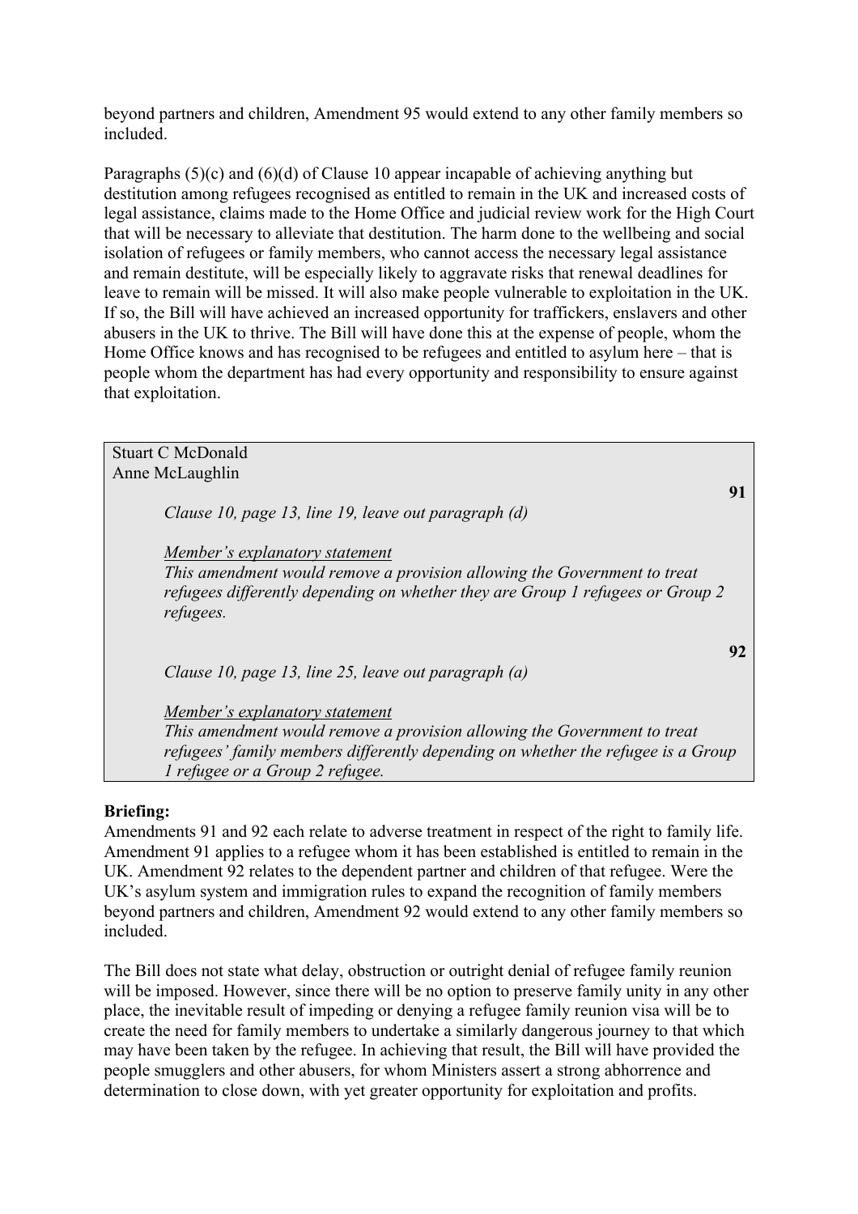beyond partners and children, Amendment 95 would extend to any other family members so included.

Paragraphs (5)(c) and (6)(d) of Clause 10 appear incapable of achieving anything but destitution among refugees recognised as entitled to remain in the UK and increased costs of legal assistance, claims made to the Home Office and judicial review work for the High Court that will be necessary to alleviate that destitution. The harm done to the wellbeing and social isolation of refugees or family members, who cannot access the necessary legal assistance and remain destitute, will be especially likely to aggravate risks that renewal deadlines for leave to remain will be missed. It will also make people vulnerable to exploitation in the UK. If so, the Bill will have achieved an increased opportunity for traffickers, enslavers and other abusers in the UK to thrive. The Bill will have done this at the expense of people, whom the Home Office knows and has recognised to be refugees and entitled to asylum here – that is people whom the department has had every opportunity and responsibility to ensure against that exploitation.

Stuart C McDonald
Anne McLaughlin

**91**

*Clause 10, page 13, line 19, leave out paragraph (d)*

*Member's explanatory statement*
*This amendment would remove a provision allowing the Government to treat refugees differently depending on whether they are Group 1 refugees or Group 2 refugees.*

**92**

*Clause 10, page 13, line 25, leave out paragraph (a)*

*Member's explanatory statement*
*This amendment would remove a provision allowing the Government to treat refugees' family members differently depending on whether the refugee is a Group 1 refugee or a Group 2 refugee.*

**Briefing:**
Amendments 91 and 92 each relate to adverse treatment in respect of the right to family life. Amendment 91 applies to a refugee whom it has been established is entitled to remain in the UK. Amendment 92 relates to the dependent partner and children of that refugee. Were the UK's asylum system and immigration rules to expand the recognition of family members beyond partners and children, Amendment 92 would extend to any other family members so included.

The Bill does not state what delay, obstruction or outright denial of refugee family reunion will be imposed. However, since there will be no option to preserve family unity in any other place, the inevitable result of impeding or denying a refugee family reunion visa will be to create the need for family members to undertake a similarly dangerous journey to that which may have been taken by the refugee. In achieving that result, the Bill will have provided the people smugglers and other abusers, for whom Ministers assert a strong abhorrence and determination to close down, with yet greater opportunity for exploitation and profits.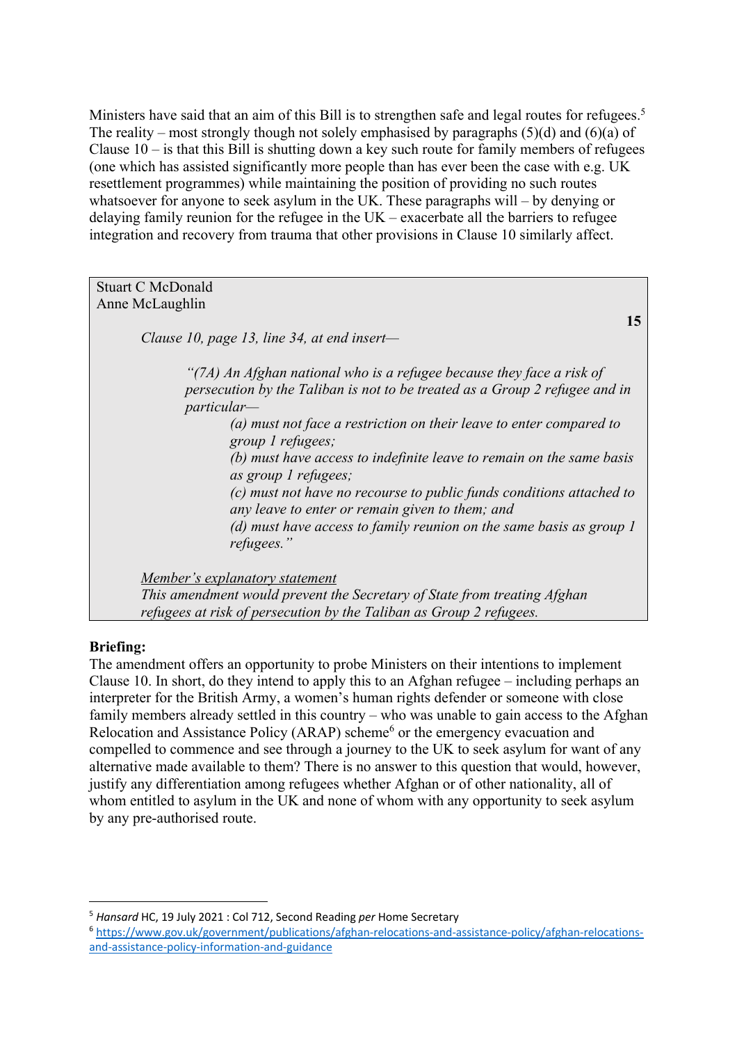Ministers have said that an aim of this Bill is to strengthen safe and legal routes for refugees.[5] The reality – most strongly though not solely emphasised by paragraphs (5)(d) and (6)(a) of Clause 10 – is that this Bill is shutting down a key such route for family members of refugees (one which has assisted significantly more people than has ever been the case with e.g. UK resettlement programmes) while maintaining the position of providing no such routes whatsoever for anyone to seek asylum in the UK. These paragraphs will – by denying or delaying family reunion for the refugee in the UK – exacerbate all the barriers to refugee integration and recovery from trauma that other provisions in Clause 10 similarly affect.

> Stuart C McDonald
> Anne McLaughlin
>
> **15**
>
> *Clause 10, page 13, line 34, at end insert—*
>
> *"(7A) An Afghan national who is a refugee because they face a risk of persecution by the Taliban is not to be treated as a Group 2 refugee and in particular—*
>
> *(a) must not face a restriction on their leave to enter compared to group 1 refugees;*
>
> *(b) must have access to indefinite leave to remain on the same basis as group 1 refugees;*
>
> *(c) must not have no recourse to public funds conditions attached to any leave to enter or remain given to them; and*
>
> *(d) must have access to family reunion on the same basis as group 1 refugees."*
>
> *Member's explanatory statement*
>
> *This amendment would prevent the Secretary of State from treating Afghan refugees at risk of persecution by the Taliban as Group 2 refugees.*

**Briefing:**

The amendment offers an opportunity to probe Ministers on their intentions to implement Clause 10. In short, do they intend to apply this to an Afghan refugee – including perhaps an interpreter for the British Army, a women's human rights defender or someone with close family members already settled in this country – who was unable to gain access to the Afghan Relocation and Assistance Policy (ARAP) scheme[6] or the emergency evacuation and compelled to commence and see through a journey to the UK to seek asylum for want of any alternative made available to them? There is no answer to this question that would, however, justify any differentiation among refugees whether Afghan or of other nationality, all of whom entitled to asylum in the UK and none of whom with any opportunity to seek asylum by any pre-authorised route.

---

[5] *Hansard* HC, 19 July 2021 : Col 712, Second Reading *per* Home Secretary

[6] https://www.gov.uk/government/publications/afghan-relocations-and-assistance-policy/afghan-relocations-and-assistance-policy-information-and-guidance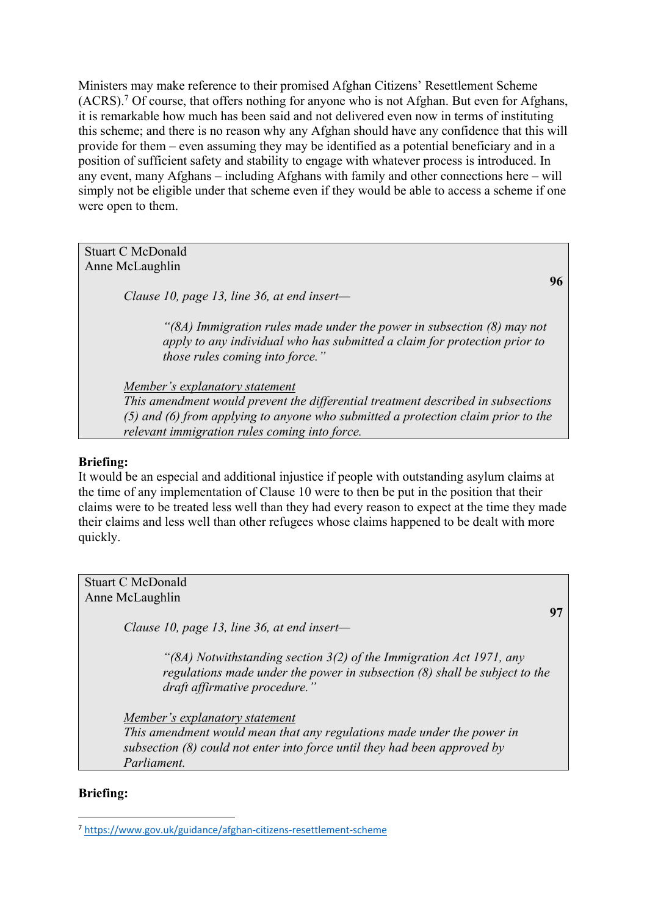Ministers may make reference to their promised Afghan Citizens' Resettlement Scheme (ACRS).[7] Of course, that offers nothing for anyone who is not Afghan. But even for Afghans, it is remarkable how much has been said and not delivered even now in terms of instituting this scheme; and there is no reason why any Afghan should have any confidence that this will provide for them – even assuming they may be identified as a potential beneficiary and in a position of sufficient safety and stability to engage with whatever process is introduced. In any event, many Afghans – including Afghans with family and other connections here – will simply not be eligible under that scheme even if they would be able to access a scheme if one were open to them.

> Stuart C McDonald
> Anne McLaughlin
>
> **96**
>
> *Clause 10, page 13, line 36, at end insert—*
>
> *"(8A) Immigration rules made under the power in subsection (8) may not apply to any individual who has submitted a claim for protection prior to those rules coming into force."*
>
> *Member's explanatory statement*
> *This amendment would prevent the differential treatment described in subsections (5) and (6) from applying to anyone who submitted a protection claim prior to the relevant immigration rules coming into force.*

**Briefing:**
It would be an especial and additional injustice if people with outstanding asylum claims at the time of any implementation of Clause 10 were to then be put in the position that their claims were to be treated less well than they had every reason to expect at the time they made their claims and less well than other refugees whose claims happened to be dealt with more quickly.

> Stuart C McDonald
> Anne McLaughlin
>
> **97**
>
> *Clause 10, page 13, line 36, at end insert—*
>
> *"(8A) Notwithstanding section 3(2) of the Immigration Act 1971, any regulations made under the power in subsection (8) shall be subject to the draft affirmative procedure."*
>
> *Member's explanatory statement*
> *This amendment would mean that any regulations made under the power in subsection (8) could not enter into force until they had been approved by Parliament.*

**Briefing:**

[7] https://www.gov.uk/guidance/afghan-citizens-resettlement-scheme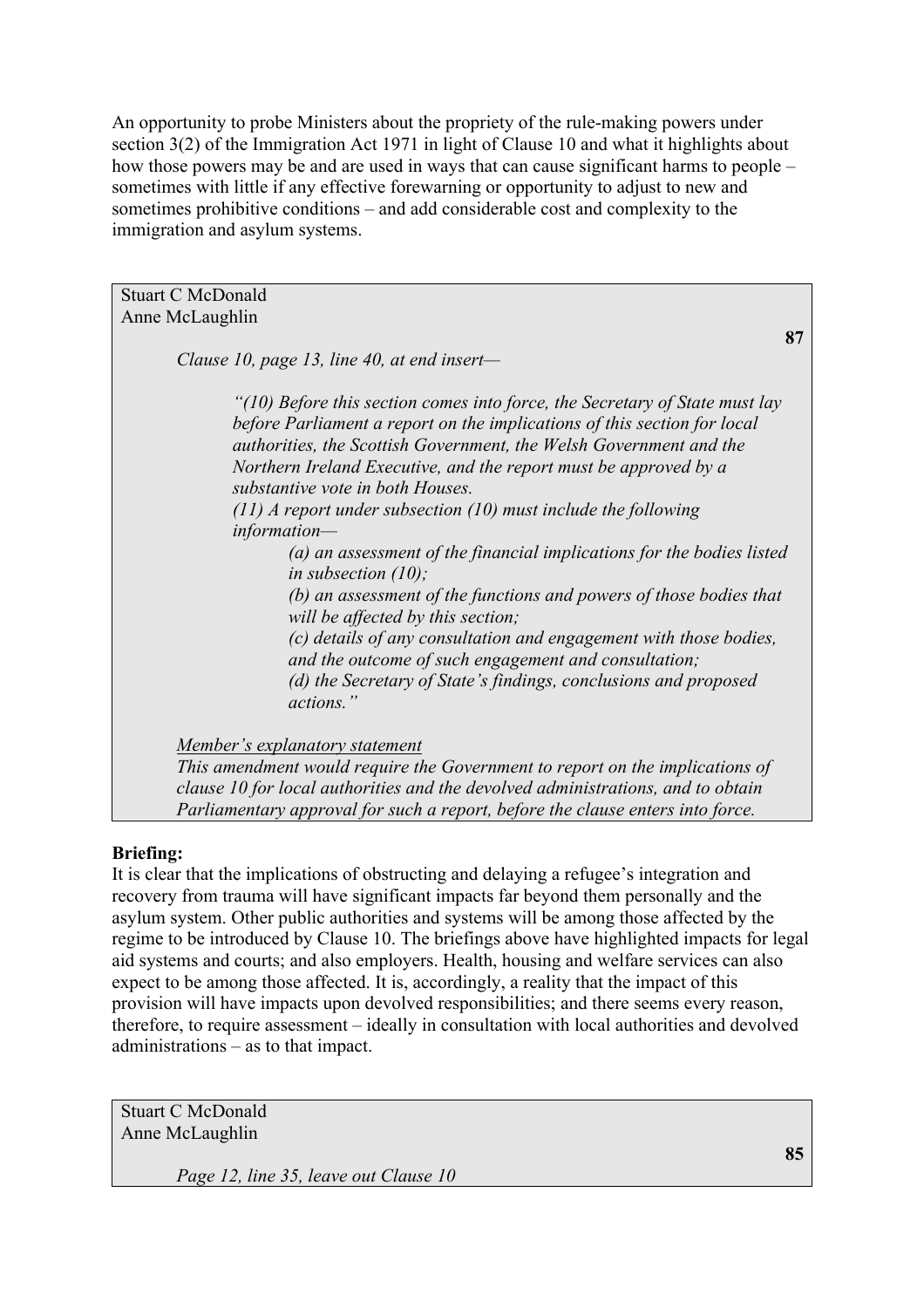An opportunity to probe Ministers about the propriety of the rule-making powers under section 3(2) of the Immigration Act 1971 in light of Clause 10 and what it highlights about how those powers may be and are used in ways that can cause significant harms to people – sometimes with little if any effective forewarning or opportunity to adjust to new and sometimes prohibitive conditions – and add considerable cost and complexity to the immigration and asylum systems.

Stuart C McDonald
Anne McLaughlin

**87**

*Clause 10, page 13, line 40, at end insert—*

> *"(10) Before this section comes into force, the Secretary of State must lay before Parliament a report on the implications of this section for local authorities, the Scottish Government, the Welsh Government and the Northern Ireland Executive, and the report must be approved by a substantive vote in both Houses.*
>
> *(11) A report under subsection (10) must include the following information—*
>
> > *(a) an assessment of the financial implications for the bodies listed in subsection (10);*
> >
> > *(b) an assessment of the functions and powers of those bodies that will be affected by this section;*
> >
> > *(c) details of any consultation and engagement with those bodies, and the outcome of such engagement and consultation;*
> >
> > *(d) the Secretary of State's findings, conclusions and proposed actions."*

*Member's explanatory statement*

*This amendment would require the Government to report on the implications of clause 10 for local authorities and the devolved administrations, and to obtain Parliamentary approval for such a report, before the clause enters into force.*

**Briefing:**

It is clear that the implications of obstructing and delaying a refugee's integration and recovery from trauma will have significant impacts far beyond them personally and the asylum system. Other public authorities and systems will be among those affected by the regime to be introduced by Clause 10. The briefings above have highlighted impacts for legal aid systems and courts; and also employers. Health, housing and welfare services can also expect to be among those affected. It is, accordingly, a reality that the impact of this provision will have impacts upon devolved responsibilities; and there seems every reason, therefore, to require assessment – ideally in consultation with local authorities and devolved administrations – as to that impact.

Stuart C McDonald
Anne McLaughlin

**85**

*Page 12, line 35, leave out Clause 10*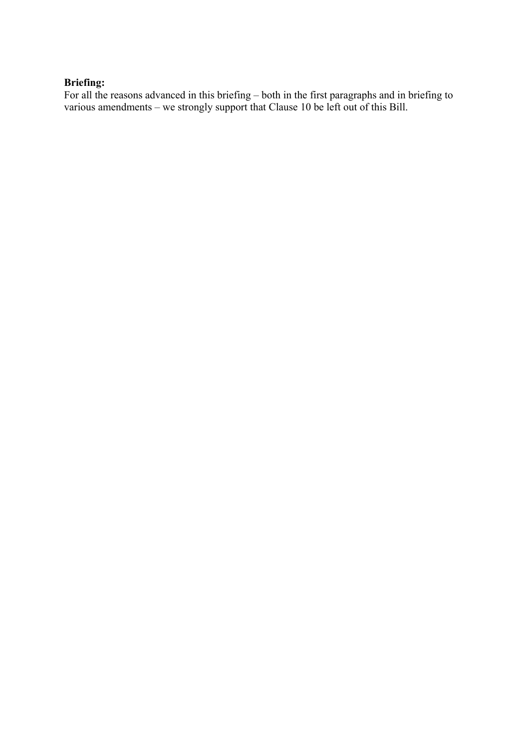**Briefing:**
For all the reasons advanced in this briefing – both in the first paragraphs and in briefing to various amendments – we strongly support that Clause 10 be left out of this Bill.